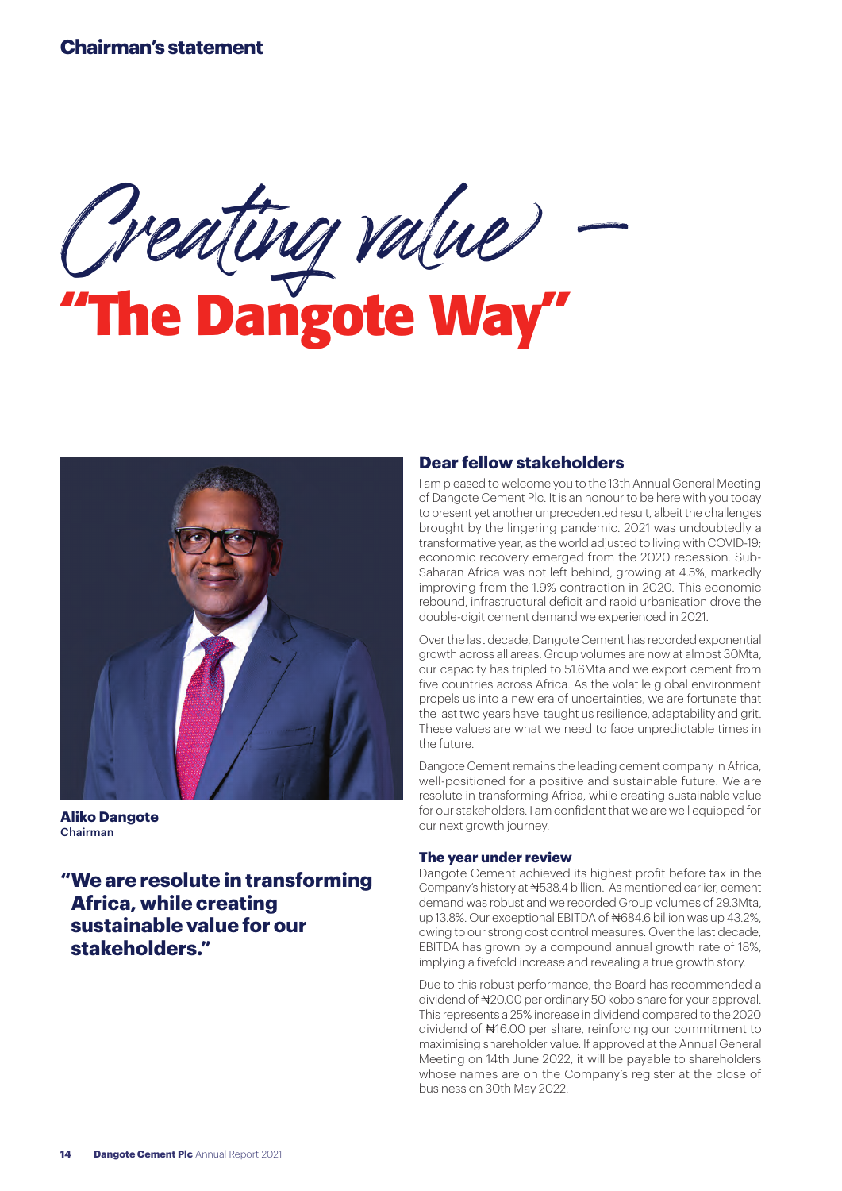## Chairman's statement

# Creating value – "The Dangote Way"

**Aliko Dangote**
Chairman

> **"We are resolute in transforming Africa, while creating sustainable value for our stakeholders."**

### Dear fellow stakeholders

I am pleased to welcome you to the 13th Annual General Meeting of Dangote Cement Plc. It is an honour to be here with you today to present yet another unprecedented result, albeit the challenges brought by the lingering pandemic. 2021 was undoubtedly a transformative year, as the world adjusted to living with COVID-19; economic recovery emerged from the 2020 recession. Sub-Saharan Africa was not left behind, growing at 4.5%, markedly improving from the 1.9% contraction in 2020. This economic rebound, infrastructural deficit and rapid urbanisation drove the double-digit cement demand we experienced in 2021.

Over the last decade, Dangote Cement has recorded exponential growth across all areas. Group volumes are now at almost 30Mta, our capacity has tripled to 51.6Mta and we export cement from five countries across Africa. As the volatile global environment propels us into a new era of uncertainties, we are fortunate that the last two years have taught us resilience, adaptability and grit. These values are what we need to face unpredictable times in the future.

Dangote Cement remains the leading cement company in Africa, well-positioned for a positive and sustainable future. We are resolute in transforming Africa, while creating sustainable value for our stakeholders. I am confident that we are well equipped for our next growth journey.

#### The year under review

Dangote Cement achieved its highest profit before tax in the Company's history at ₦538.4 billion. As mentioned earlier, cement demand was robust and we recorded Group volumes of 29.3Mta, up 13.8%. Our exceptional EBITDA of ₦684.6 billion was up 43.2%, owing to our strong cost control measures. Over the last decade, EBITDA has grown by a compound annual growth rate of 18%, implying a fivefold increase and revealing a true growth story.

Due to this robust performance, the Board has recommended a dividend of ₦20.00 per ordinary 50 kobo share for your approval. This represents a 25% increase in dividend compared to the 2020 dividend of ₦16.00 per share, reinforcing our commitment to maximising shareholder value. If approved at the Annual General Meeting on 14th June 2022, it will be payable to shareholders whose names are on the Company's register at the close of business on 30th May 2022.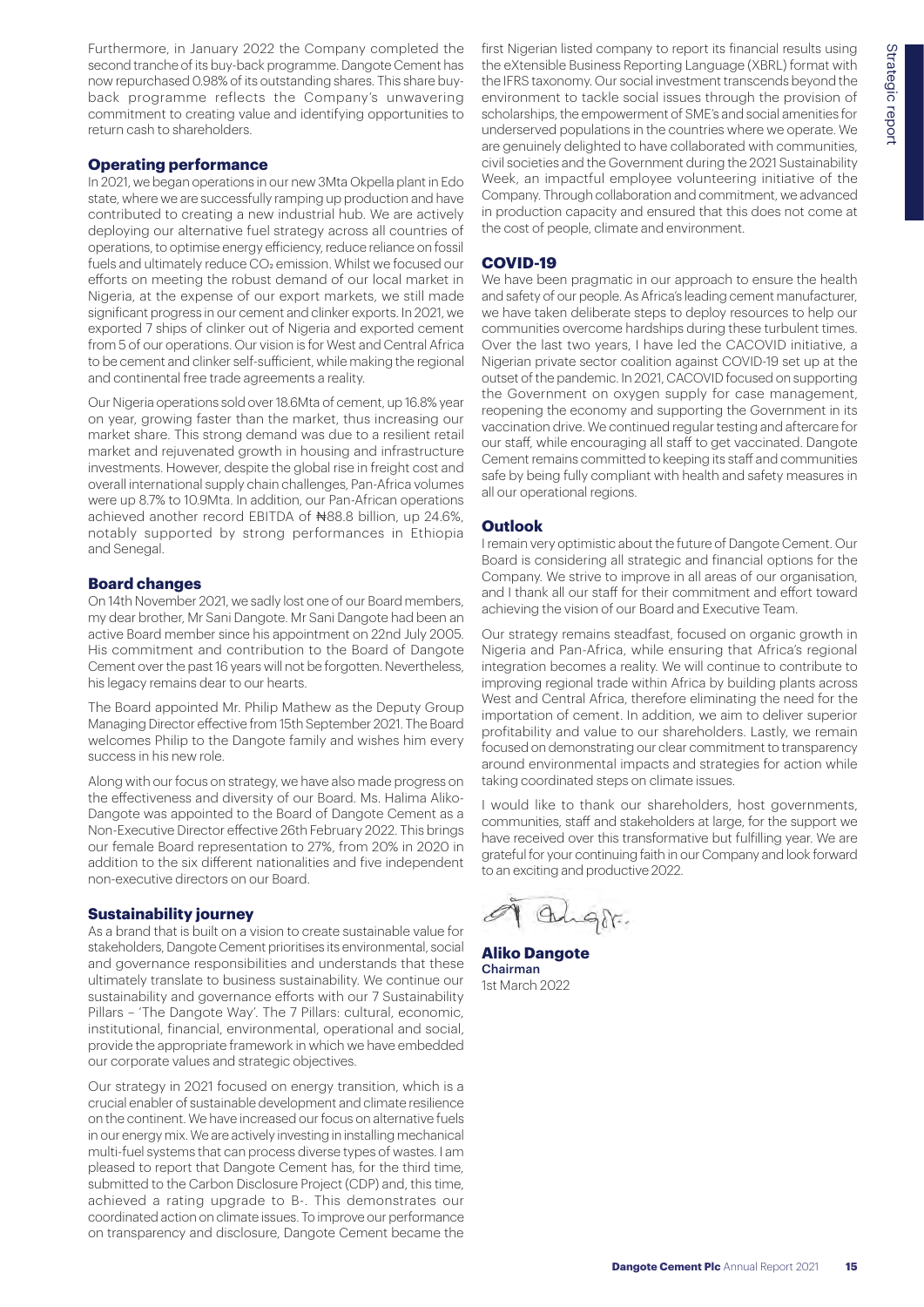Furthermore, in January 2022 the Company completed the second tranche of its buy-back programme. Dangote Cement has now repurchased 0.98% of its outstanding shares. This share buy-back programme reflects the Company's unwavering commitment to creating value and identifying opportunities to return cash to shareholders.

### Operating performance

In 2021, we began operations in our new 3Mta Okpella plant in Edo state, where we are successfully ramping up production and have contributed to creating a new industrial hub. We are actively deploying our alternative fuel strategy across all countries of operations, to optimise energy efficiency, reduce reliance on fossil fuels and ultimately reduce $CO_2$ emission. Whilst we focused our efforts on meeting the robust demand of our local market in Nigeria, at the expense of our export markets, we still made significant progress in our cement and clinker exports. In 2021, we exported 7 ships of clinker out of Nigeria and exported cement from 5 of our operations. Our vision is for West and Central Africa to be cement and clinker self-sufficient, while making the regional and continental free trade agreements a reality.

Our Nigeria operations sold over 18.6Mta of cement, up 16.8% year on year, growing faster than the market, thus increasing our market share. This strong demand was due to a resilient retail market and rejuvenated growth in housing and infrastructure investments. However, despite the global rise in freight cost and overall international supply chain challenges, Pan-Africa volumes were up 8.7% to 10.9Mta. In addition, our Pan-African operations achieved another record EBITDA of ₦88.8 billion, up 24.6%, notably supported by strong performances in Ethiopia and Senegal.

### Board changes

On 14th November 2021, we sadly lost one of our Board members, my dear brother, Mr Sani Dangote. Mr Sani Dangote had been an active Board member since his appointment on 22nd July 2005. His commitment and contribution to the Board of Dangote Cement over the past 16 years will not be forgotten. Nevertheless, his legacy remains dear to our hearts.

The Board appointed Mr. Philip Mathew as the Deputy Group Managing Director effective from 15th September 2021. The Board welcomes Philip to the Dangote family and wishes him every success in his new role.

Along with our focus on strategy, we have also made progress on the effectiveness and diversity of our Board. Ms. Halima Aliko-Dangote was appointed to the Board of Dangote Cement as a Non-Executive Director effective 26th February 2022. This brings our female Board representation to 27%, from 20% in 2020 in addition to the six different nationalities and five independent non-executive directors on our Board.

### Sustainability journey

As a brand that is built on a vision to create sustainable value for stakeholders, Dangote Cement prioritises its environmental, social and governance responsibilities and understands that these ultimately translate to business sustainability. We continue our sustainability and governance efforts with our 7 Sustainability Pillars – 'The Dangote Way'. The 7 Pillars: cultural, economic, institutional, financial, environmental, operational and social, provide the appropriate framework in which we have embedded our corporate values and strategic objectives.

Our strategy in 2021 focused on energy transition, which is a crucial enabler of sustainable development and climate resilience on the continent. We have increased our focus on alternative fuels in our energy mix. We are actively investing in installing mechanical multi-fuel systems that can process diverse types of wastes. I am pleased to report that Dangote Cement has, for the third time, submitted to the Carbon Disclosure Project (CDP) and, this time, achieved a rating upgrade to B-. This demonstrates our coordinated action on climate issues. To improve our performance on transparency and disclosure, Dangote Cement became the first Nigerian listed company to report its financial results using the eXtensible Business Reporting Language (XBRL) format with the IFRS taxonomy. Our social investment transcends beyond the environment to tackle social issues through the provision of scholarships, the empowerment of SME's and social amenities for underserved populations in the countries where we operate. We are genuinely delighted to have collaborated with communities, civil societies and the Government during the 2021 Sustainability Week, an impactful employee volunteering initiative of the Company. Through collaboration and commitment, we advanced in production capacity and ensured that this does not come at the cost of people, climate and environment.

### COVID-19

We have been pragmatic in our approach to ensure the health and safety of our people. As Africa's leading cement manufacturer, we have taken deliberate steps to deploy resources to help our communities overcome hardships during these turbulent times. Over the last two years, I have led the CACOVID initiative, a Nigerian private sector coalition against COVID-19 set up at the outset of the pandemic. In 2021, CACOVID focused on supporting the Government on oxygen supply for case management, reopening the economy and supporting the Government in its vaccination drive. We continued regular testing and aftercare for our staff, while encouraging all staff to get vaccinated. Dangote Cement remains committed to keeping its staff and communities safe by being fully compliant with health and safety measures in all our operational regions.

### Outlook

I remain very optimistic about the future of Dangote Cement. Our Board is considering all strategic and financial options for the Company. We strive to improve in all areas of our organisation, and I thank all our staff for their commitment and effort toward achieving the vision of our Board and Executive Team.

Our strategy remains steadfast, focused on organic growth in Nigeria and Pan-Africa, while ensuring that Africa's regional integration becomes a reality. We will continue to contribute to improving regional trade within Africa by building plants across West and Central Africa, therefore eliminating the need for the importation of cement. In addition, we aim to deliver superior profitability and value to our shareholders. Lastly, we remain focused on demonstrating our clear commitment to transparency around environmental impacts and strategies for action while taking coordinated steps on climate issues.

I would like to thank our shareholders, host governments, communities, staff and stakeholders at large, for the support we have received over this transformative but fulfilling year. We are grateful for your continuing faith in our Company and look forward to an exciting and productive 2022.

**Aliko Dangote**
Chairman
1st March 2022